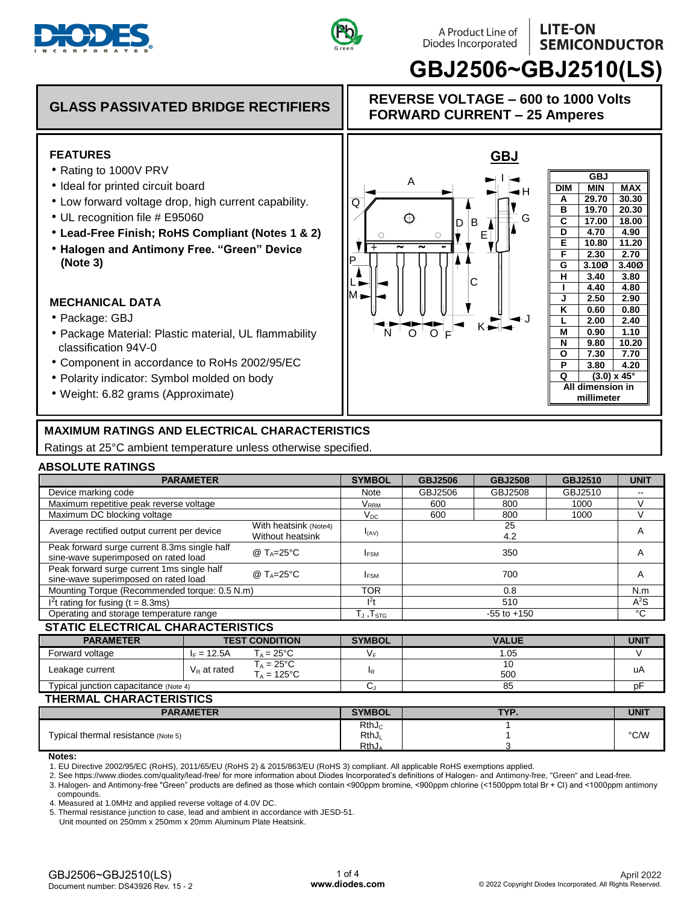# GBJ2506~GBJ2510(LS)

A Product Line of Diodes Incorporated — LITE-ON SEMICONDUCTOR

## GLASS PASSIVATED BRIDGE RECTIFIERS

**REVERSE VOLTAGE – 600 to 1000 Volts**
**FORWARD CURRENT – 25 Amperes**

### FEATURES

- Rating to 1000V PRV
- Ideal for printed circuit board
- Low forward voltage drop, high current capability.
- UL recognition file # E95060
- **Lead-Free Finish; RoHS Compliant (Notes 1 & 2)**
- **Halogen and Antimony Free. "Green" Device (Note 3)**

### MECHANICAL DATA

- Package: GBJ
- Package Material: Plastic material, UL flammability classification 94V-0
- Component in accordance to RoHS 2002/95/EC
- Polarity indicator: Symbol molded on body
- Weight: 6.82 grams (Approximate)

### GBJ

| DIM | MIN | MAX |
|---|---|---|
| A | 29.70 | 30.30 |
| B | 19.70 | 20.30 |
| C | 17.00 | 18.00 |
| D | 4.70 | 4.90 |
| E | 10.80 | 11.20 |
| F | 2.30 | 2.70 |
| G | 3.10Ø | 3.40Ø |
| H | 3.40 | 3.80 |
| I | 4.40 | 4.80 |
| J | 2.50 | 2.90 |
| K | 0.60 | 0.80 |
| L | 2.00 | 2.40 |
| M | 0.90 | 1.10 |
| N | 9.80 | 10.20 |
| O | 7.30 | 7.70 |
| P | 3.80 | 4.20 |
| Q | (3.0) x 45° | |

All dimension in millimeter

## MAXIMUM RATINGS AND ELECTRICAL CHARACTERISTICS

Ratings at 25°C ambient temperature unless otherwise specified.

### ABSOLUTE RATINGS

| PARAMETER | | SYMBOL | GBJ2506 | GBJ2508 | GBJ2510 | UNIT |
|---|---|---|---|---|---|---|
| Device marking code | | Note | GBJ2506 | GBJ2508 | GBJ2510 | -- |
| Maximum repetitive peak reverse voltage | | $V_{RRM}$ | 600 | 800 | 1000 | V |
| Maximum DC blocking voltage | | $V_{DC}$ | 600 | 800 | 1000 | V |
| Average rectified output current per device | With heatsink (Note4) / Without heatsink | $I_{(AV)}$ | 25 / 4.2 | | | A |
| Peak forward surge current 8.3ms single half sine-wave superimposed on rated load | @ $T_A$=25°C | $I_{FSM}$ | 350 | | | A |
| Peak forward surge current 1ms single half sine-wave superimposed on rated load | @ $T_A$=25°C | $I_{FSM}$ | 700 | | | A |
| Mounting Torque (Recommended torque: 0.5 N.m) | | TOR | 0.8 | | | N.m |
| $I^2t$ rating for fusing (t = 8.3ms) | | $I^2t$ | 510 | | | $A^2S$ |
| Operating and storage temperature range | | $T_J$ , $T_{STG}$ | -55 to +150 | | | °C |

### STATIC ELECTRICAL CHARACTERISTICS

| PARAMETER | TEST CONDITION | | SYMBOL | VALUE | UNIT |
|---|---|---|---|---|---|
| Forward voltage | $I_F$ = 12.5A | $T_A$ = 25°C | $V_F$ | 1.05 | V |
| Leakage current | $V_R$ at rated | $T_A$ = 25°C / $T_A$ = 125°C | $I_R$ | 10 / 500 | uA |
| Typical junction capacitance (Note 4) | | | $C_J$ | 85 | pF |

### THERMAL CHARACTERISTICS

| PARAMETER | SYMBOL | TYP. | UNIT |
|---|---|---|---|
| Typical thermal resistance (Note 5) | $RthJ_C$ / $RthJ_L$ / $RthJ_A$ | 1 / 1 / 3 | °C/W |

**Notes:**

1. EU Directive 2002/95/EC (RoHS), 2011/65/EU (RoHS 2) & 2015/863/EU (RoHS 3) compliant. All applicable RoHS exemptions applied.
2. See https://www.diodes.com/quality/lead-free/ for more information about Diodes Incorporated's definitions of Halogen- and Antimony-free, "Green" and Lead-free.
3. Halogen- and Antimony-free "Green" products are defined as those which contain <900ppm bromine, <900ppm chlorine (<1500ppm total Br + Cl) and <1000ppm antimony compounds.
4. Measured at 1.0MHz and applied reverse voltage of 4.0V DC.
5. Thermal resistance junction to case, lead and ambient in accordance with JESD-51.
   Unit mounted on 250mm x 250mm x 20mm Aluminum Plate Heatsink.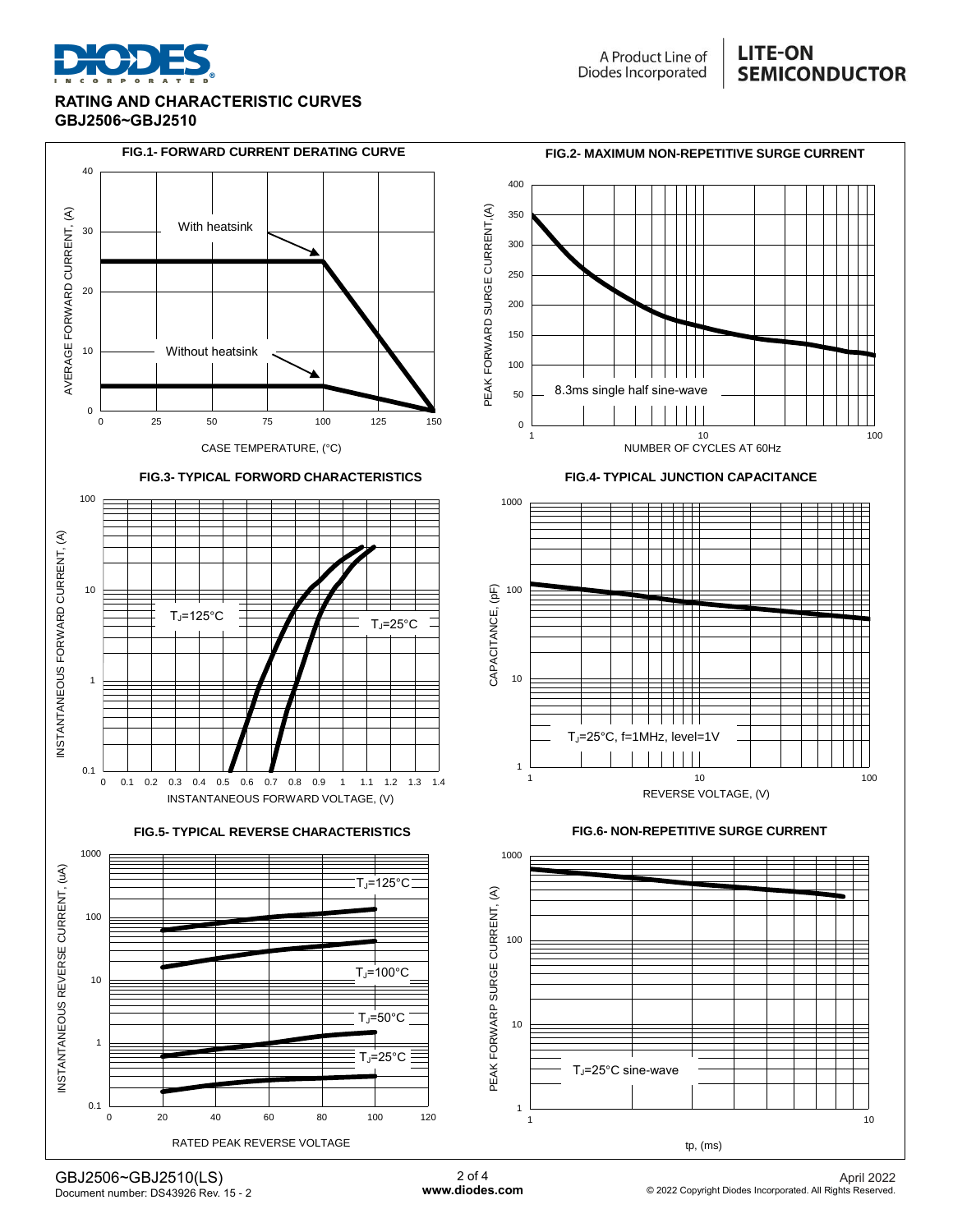## RATING AND CHARACTERISTIC CURVES
## GBJ2506~GBJ2510

**FIG.1- FORWARD CURRENT DERATING CURVE**

AVERAGE FORWARD CURRENT, (A)

With heatsink

Without heatsink

CASE TEMPERATURE, (°C)

**FIG.2- MAXIMUM NON-REPETITIVE SURGE CURRENT**

PEAK FORWARD SURGE CURRENT,(A)

8.3ms single half sine-wave

NUMBER OF CYCLES AT 60Hz

**FIG.3- TYPICAL FORWORD CHARACTERISTICS**

INSTANTANEOUS FORWARD CURRENT, (A)

$T_J$=125°C

$T_J$=25°C

INSTANTANEOUS FORWARD VOLTAGE, (V)

**FIG.4- TYPICAL JUNCTION CAPACITANCE**

CAPACITANCE, (pF)

$T_J$=25°C, f=1MHz, level=1V

REVERSE VOLTAGE, (V)

**FIG.5- TYPICAL REVERSE CHARACTERISTICS**

INSTANTANEOUS REVERSE CURRENT, (uA)

$T_J$=125°C

$T_J$=100°C

$T_J$=50°C

$T_J$=25°C

RATED PEAK REVERSE VOLTAGE

**FIG.6- NON-REPETITIVE SURGE CURRENT**

PEAK FORWARP SURGE CURRENT, (A)

$T_J$=25°C sine-wave

tp, (ms)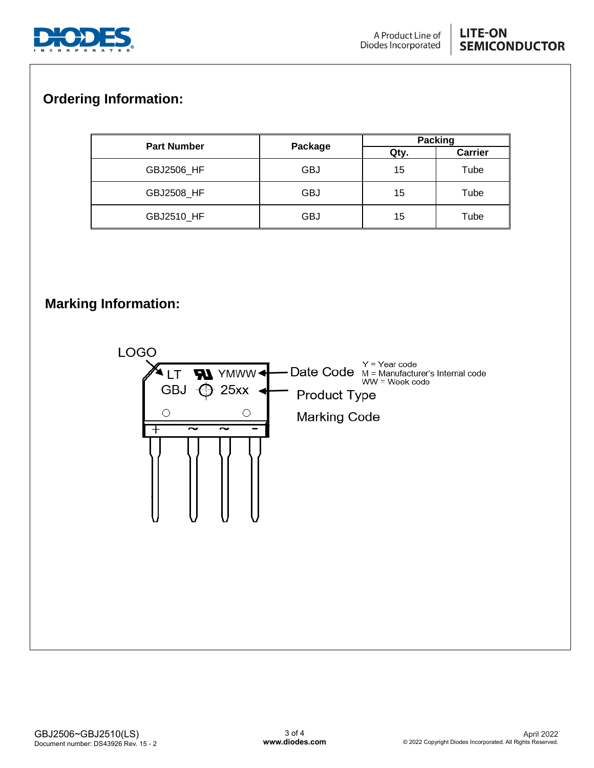## Ordering Information:

| Part Number | Package | Packing | |
|---|---|---|---|
| | | Qty. | Carrier |
| GBJ2506_HF | GBJ | 15 | Tube |
| GBJ2508_HF | GBJ | 15 | Tube |
| GBJ2510_HF | GBJ | 15 | Tube |

## Marking Information:

LOGO

LT YMWW — Date Code

Y = Year code
M = Manufacturer's Internal code
WW = Week code

GBJ 25xx — Product Type

Marking Code

\+ ~ ~ -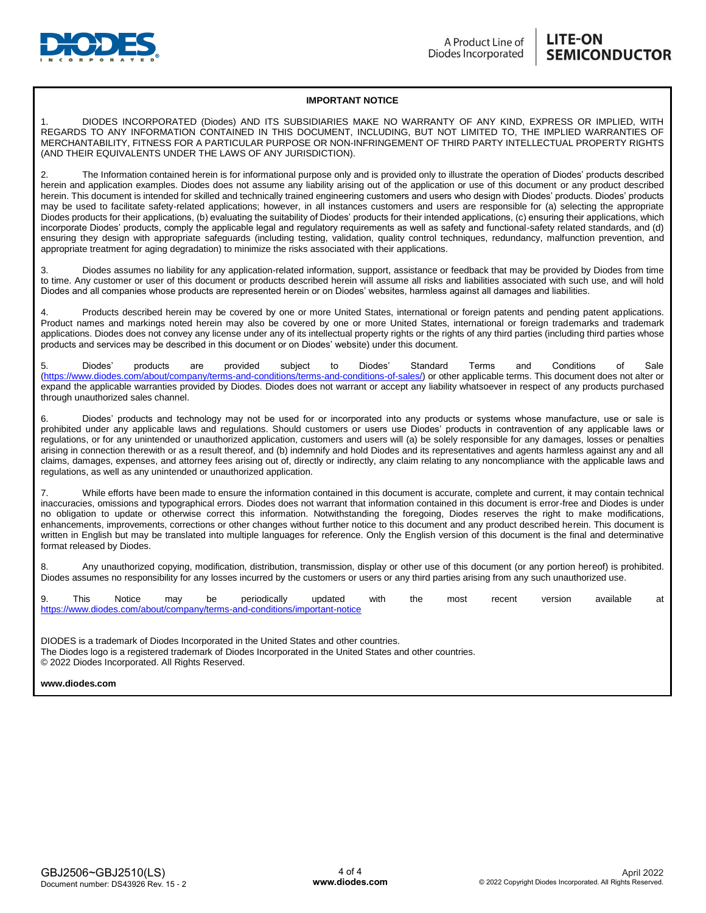**IMPORTANT NOTICE**

1. DIODES INCORPORATED (Diodes) AND ITS SUBSIDIARIES MAKE NO WARRANTY OF ANY KIND, EXPRESS OR IMPLIED, WITH REGARDS TO ANY INFORMATION CONTAINED IN THIS DOCUMENT, INCLUDING, BUT NOT LIMITED TO, THE IMPLIED WARRANTIES OF MERCHANTABILITY, FITNESS FOR A PARTICULAR PURPOSE OR NON-INFRINGEMENT OF THIRD PARTY INTELLECTUAL PROPERTY RIGHTS (AND THEIR EQUIVALENTS UNDER THE LAWS OF ANY JURISDICTION).

2. The Information contained herein is for informational purpose only and is provided only to illustrate the operation of Diodes' products described herein and application examples. Diodes does not assume any liability arising out of the application or use of this document or any product described herein. This document is intended for skilled and technically trained engineering customers and users who design with Diodes' products. Diodes' products may be used to facilitate safety-related applications; however, in all instances customers and users are responsible for (a) selecting the appropriate Diodes products for their applications, (b) evaluating the suitability of Diodes' products for their intended applications, (c) ensuring their applications, which incorporate Diodes' products, comply the applicable legal and regulatory requirements as well as safety and functional-safety related standards, and (d) ensuring they design with appropriate safeguards (including testing, validation, quality control techniques, redundancy, malfunction prevention, and appropriate treatment for aging degradation) to minimize the risks associated with their applications.

3. Diodes assumes no liability for any application-related information, support, assistance or feedback that may be provided by Diodes from time to time. Any customer or user of this document or products described herein will assume all risks and liabilities associated with such use, and will hold Diodes and all companies whose products are represented herein or on Diodes' websites, harmless against all damages and liabilities.

4. Products described herein may be covered by one or more United States, international or foreign patents and pending patent applications. Product names and markings noted herein may also be covered by one or more United States, international or foreign trademarks and trademark applications. Diodes does not convey any license under any of its intellectual property rights or the rights of any third parties (including third parties whose products and services may be described in this document or on Diodes' website) under this document.

5. Diodes' products are provided subject to Diodes' Standard Terms and Conditions of Sale (https://www.diodes.com/about/company/terms-and-conditions/terms-and-conditions-of-sales/) or other applicable terms. This document does not alter or expand the applicable warranties provided by Diodes. Diodes does not warrant or accept any liability whatsoever in respect of any products purchased through unauthorized sales channel.

6. Diodes' products and technology may not be used for or incorporated into any products or systems whose manufacture, use or sale is prohibited under any applicable laws and regulations. Should customers or users use Diodes' products in contravention of any applicable laws or regulations, or for any unintended or unauthorized application, customers and users will (a) be solely responsible for any damages, losses or penalties arising in connection therewith or as a result thereof, and (b) indemnify and hold Diodes and its representatives and agents harmless against any and all claims, damages, expenses, and attorney fees arising out of, directly or indirectly, any claim relating to any noncompliance with the applicable laws and regulations, as well as any unintended or unauthorized application.

7. While efforts have been made to ensure the information contained in this document is accurate, complete and current, it may contain technical inaccuracies, omissions and typographical errors. Diodes does not warrant that information contained in this document is error-free and Diodes is under no obligation to update or otherwise correct this information. Notwithstanding the foregoing, Diodes reserves the right to make modifications, enhancements, improvements, corrections or other changes without further notice to this document and any product described herein. This document is written in English but may be translated into multiple languages for reference. Only the English version of this document is the final and determinative format released by Diodes.

8. Any unauthorized copying, modification, distribution, transmission, display or other use of this document (or any portion hereof) is prohibited. Diodes assumes no responsibility for any losses incurred by the customers or users or any third parties arising from any such unauthorized use.

9. This Notice may be periodically updated with the most recent version available at https://www.diodes.com/about/company/terms-and-conditions/important-notice

DIODES is a trademark of Diodes Incorporated in the United States and other countries.
The Diodes logo is a registered trademark of Diodes Incorporated in the United States and other countries.
© 2022 Diodes Incorporated. All Rights Reserved.

**www.diodes.com**